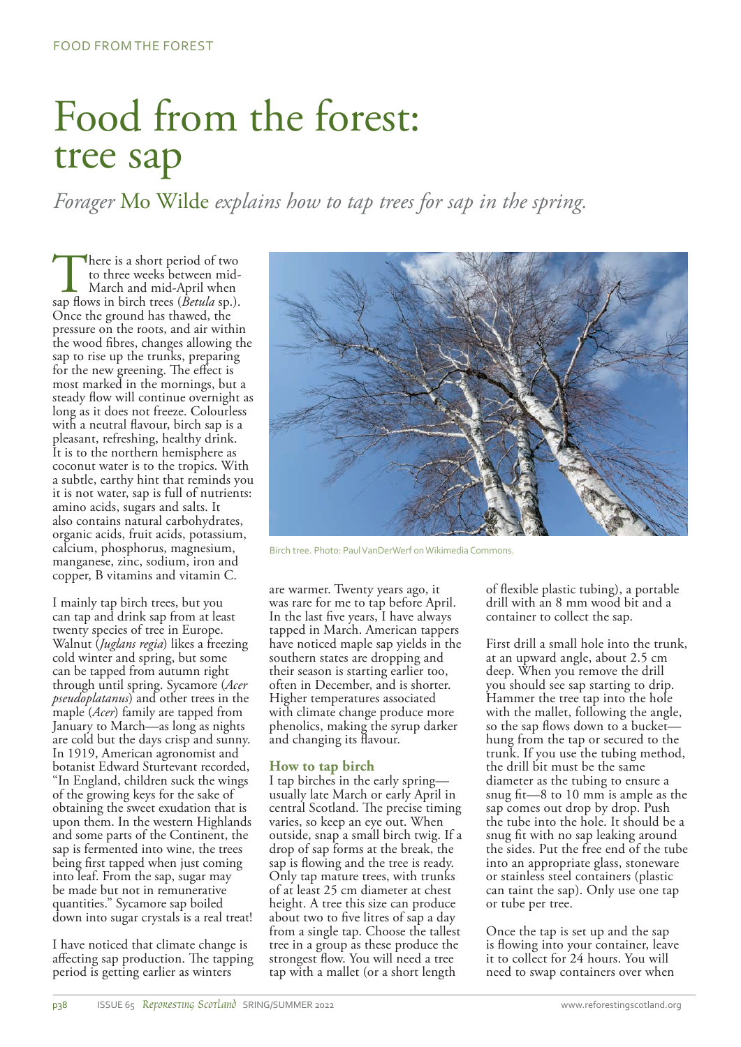# Food from the forest: tree sap

*Forager* Mo Wilde *explains how to tap trees for sap in the spring.*

There is a short period of two to three weeks between mid-March and mid-April when sap flows in birch trees (*Betula* sp.). Once the ground has thawed, the pressure on the roots, and air within the wood fibres, changes allowing the sap to rise up the trunks, preparing for the new greening. The effect is most marked in the mornings, but a steady flow will continue overnight as long as it does not freeze. Colourless with a neutral flavour, birch sap is a pleasant, refreshing, healthy drink. It is to the northern hemisphere as coconut water is to the tropics. With a subtle, earthy hint that reminds you it is not water, sap is full of nutrients: amino acids, sugars and salts. It also contains natural carbohydrates, organic acids, fruit acids, potassium, calcium, phosphorus, magnesium, manganese, zinc, sodium, iron and copper, B vitamins and vitamin C.

I mainly tap birch trees, but you can tap and drink sap from at least twenty species of tree in Europe. Walnut (*Juglans regia*) likes a freezing cold winter and spring, but some can be tapped from autumn right through until spring. Sycamore (*Acer pseudoplatanus*) and other trees in the maple (*Acer*) family are tapped from January to March—as long as nights are cold but the days crisp and sunny. In 1919, American agronomist and botanist Edward Sturtevant recorded, "In England, children suck the wings of the growing keys for the sake of obtaining the sweet exudation that is upon them. In the western Highlands and some parts of the Continent, the sap is fermented into wine, the trees being first tapped when just coming into leaf. From the sap, sugar may be made but not in remunerative quantities." Sycamore sap boiled down into sugar crystals is a real treat!

I have noticed that climate change is affecting sap production. The tapping period is getting earlier as winters are warmer. Twenty years ago, it was rare for me to tap before April. In the last five years, I have always tapped in March. American tappers have noticed maple sap yields in the southern states are dropping and their season is starting earlier too, often in December, and is shorter. Higher temperatures associated with climate change produce more phenolics, making the syrup darker and changing its flavour.

Birch tree. Photo: Paul VanDerWerf on Wikimedia Commons.

## How to tap birch

I tap birches in the early spring—usually late March or early April in central Scotland. The precise timing varies, so keep an eye out. When outside, snap a small birch twig. If a drop of sap forms at the break, the sap is flowing and the tree is ready. Only tap mature trees, with trunks of at least 25 cm diameter at chest height. A tree this size can produce about two to five litres of sap a day from a single tap. Choose the tallest tree in a group as these produce the strongest flow. You will need a tree tap with a mallet (or a short length of flexible plastic tubing), a portable drill with an 8 mm wood bit and a container to collect the sap.

First drill a small hole into the trunk, at an upward angle, about 2.5 cm deep. When you remove the drill you should see sap starting to drip. Hammer the tree tap into the hole with the mallet, following the angle, so the sap flows down to a bucket—hung from the tap or secured to the trunk. If you use the tubing method, the drill bit must be the same diameter as the tubing to ensure a snug fit—8 to 10 mm is ample as the sap comes out drop by drop. Push the tube into the hole. It should be a snug fit with no sap leaking around the sides. Put the free end of the tube into an appropriate glass, stoneware or stainless steel containers (plastic can taint the sap). Only use one tap or tube per tree.

Once the tap is set up and the sap is flowing into your container, leave it to collect for 24 hours. You will need to swap containers over when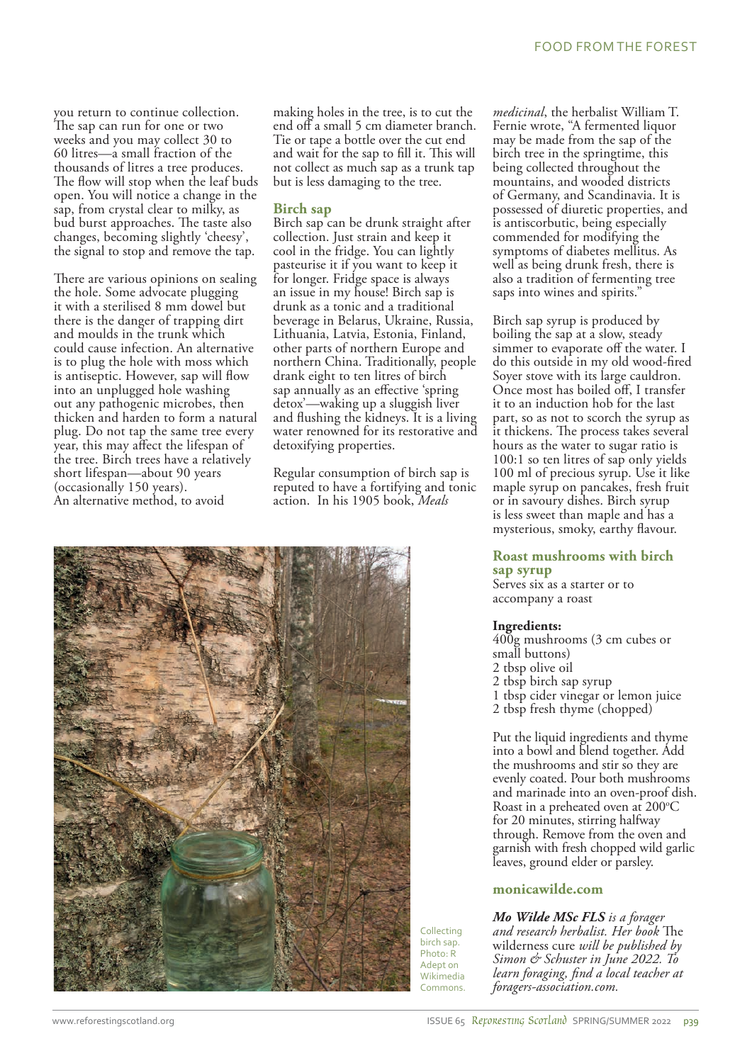you return to continue collection. The sap can run for one or two weeks and you may collect 30 to 60 litres—a small fraction of the thousands of litres a tree produces. The flow will stop when the leaf buds open. You will notice a change in the sap, from crystal clear to milky, as bud burst approaches. The taste also changes, becoming slightly 'cheesy', the signal to stop and remove the tap.

There are various opinions on sealing the hole. Some advocate plugging it with a sterilised 8 mm dowel but there is the danger of trapping dirt and moulds in the trunk which could cause infection. An alternative is to plug the hole with moss which is antiseptic. However, sap will flow into an unplugged hole washing out any pathogenic microbes, then thicken and harden to form a natural plug. Do not tap the same tree every year, this may affect the lifespan of the tree. Birch trees have a relatively short lifespan—about 90 years (occasionally 150 years).

An alternative method, to avoid making holes in the tree, is to cut the end off a small 5 cm diameter branch. Tie or tape a bottle over the cut end and wait for the sap to fill it. This will not collect as much sap as a trunk tap but is less damaging to the tree.

## Birch sap

Birch sap can be drunk straight after collection. Just strain and keep it cool in the fridge. You can lightly pasteurise it if you want to keep it for longer. Fridge space is always an issue in my house! Birch sap is drunk as a tonic and a traditional beverage in Belarus, Ukraine, Russia, Lithuania, Latvia, Estonia, Finland, other parts of northern Europe and northern China. Traditionally, people drank eight to ten litres of birch sap annually as an effective 'spring detox'—waking up a sluggish liver and flushing the kidneys. It is a living water renowned for its restorative and detoxifying properties.

Regular consumption of birch sap is reputed to have a fortifying and tonic action. In his 1905 book, *Meals medicinal*, the herbalist William T. Fernie wrote, "A fermented liquor may be made from the sap of the birch tree in the springtime, this being collected throughout the mountains, and wooded districts of Germany, and Scandinavia. It is possessed of diuretic properties, and is antiscorbutic, being especially commended for modifying the symptoms of diabetes mellitus. As well as being drunk fresh, there is also a tradition of fermenting tree saps into wines and spirits."

Birch sap syrup is produced by boiling the sap at a slow, steady simmer to evaporate off the water. I do this outside in my old wood-fired Soyer stove with its large cauldron. Once most has boiled off, I transfer it to an induction hob for the last part, so as not to scorch the syrup as it thickens. The process takes several hours as the water to sugar ratio is 100:1 so ten litres of sap only yields 100 ml of precious syrup. Use it like maple syrup on pancakes, fresh fruit or in savoury dishes. Birch syrup is less sweet than maple and has a mysterious, smoky, earthy flavour.

Collecting birch sap. Photo: R Adept on Wikimedia Commons.

## Roast mushrooms with birch sap syrup

Serves six as a starter or to accompany a roast

**Ingredients:**

400g mushrooms (3 cm cubes or small buttons)
2 tbsp olive oil
2 tbsp birch sap syrup
1 tbsp cider vinegar or lemon juice
2 tbsp fresh thyme (chopped)

Put the liquid ingredients and thyme into a bowl and blend together. Add the mushrooms and stir so they are evenly coated. Pour both mushrooms and marinade into an oven-proof dish. Roast in a preheated oven at 200ºC for 20 minutes, stirring halfway through. Remove from the oven and garnish with fresh chopped wild garlic leaves, ground elder or parsley.

**monicawilde.com**

***Mo Wilde MSc FLS*** *is a forager and research herbalist. Her book* The wilderness cure *will be published by Simon & Schuster in June 2022. To learn foraging, find a local teacher at foragers-association.com.*